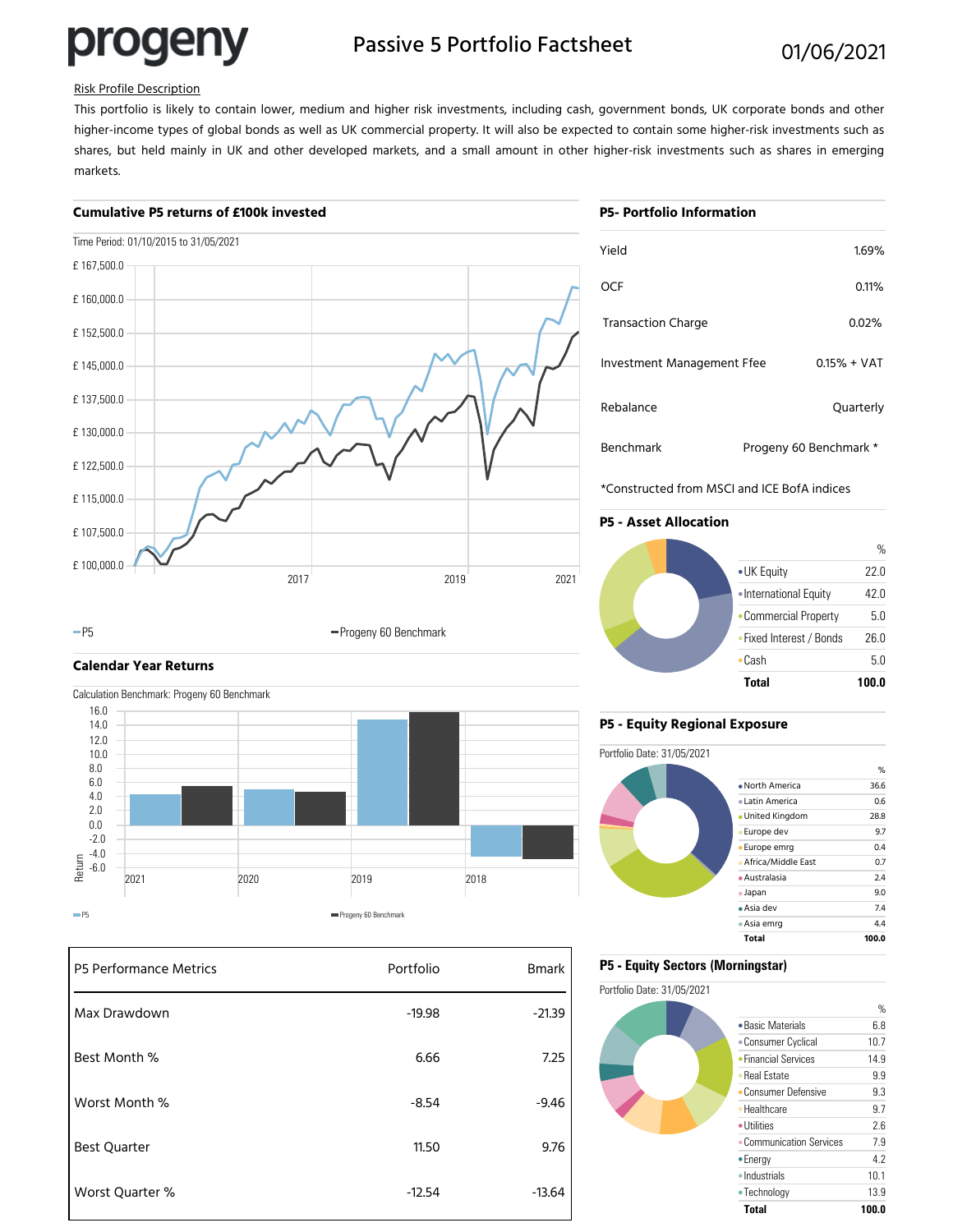# progeny

## Passive 5 Portfolio Factsheet

01/06/2021

Risk Profile Description

This portfolio is likely to contain lower, medium and higher risk investments, including cash, government bonds, UK corporate bonds and other higher-income types of global bonds as well as UK commercial property. It will also be expected to contain some higher-risk investments such as shares, but held mainly in UK and other developed markets, and a small amount in other higher-risk investments such as shares in emerging markets.

### Cumulative P5 returns of £100k invested

Time Period: 01/10/2015 to 31/05/2021

— P5 — Progeny 60 Benchmark

### Calendar Year Returns

Calculation Benchmark: Progeny 60 Benchmark

— P5 — Progeny 60 Benchmark

| P5 Performance Metrics | Portfolio | Bmark |
|---|---|---|
| Max Drawdown | -19.98 | -21.39 |
| Best Month % | 6.66 | 7.25 |
| Worst Month % | -8.54 | -9.46 |
| Best Quarter | 11.50 | 9.76 |
| Worst Quarter % | -12.54 | -13.64 |

### P5- Portfolio Information

| | |
|---|---|
| Yield | 1.69% |
| OCF | 0.11% |
| Transaction Charge | 0.02% |
| Investment Management Ffee | 0.15% + VAT |
| Rebalance | Quarterly |
| Benchmark | Progeny 60 Benchmark * |

*Constructed from MSCI and ICE BofA indices

### P5 - Asset Allocation

| | % |
|---|---|
| UK Equity | 22.0 |
| International Equity | 42.0 |
| Commercial Property | 5.0 |
| Fixed Interest / Bonds | 26.0 |
| Cash | 5.0 |
| **Total** | **100.0** |

### P5 - Equity Regional Exposure

Portfolio Date: 31/05/2021

| | % |
|---|---|
| North America | 36.6 |
| Latin America | 0.6 |
| United Kingdom | 28.8 |
| Europe dev | 9.7 |
| Europe emrg | 0.4 |
| Africa/Middle East | 0.7 |
| Australasia | 2.4 |
| Japan | 9.0 |
| Asia dev | 7.4 |
| Asia emrg | 4.4 |
| **Total** | **100.0** |

### P5 - Equity Sectors (Morningstar)

Portfolio Date: 31/05/2021

| | % |
|---|---|
| Basic Materials | 6.8 |
| Consumer Cyclical | 10.7 |
| Financial Services | 14.9 |
| Real Estate | 9.9 |
| Consumer Defensive | 9.3 |
| Healthcare | 9.7 |
| Utilities | 2.6 |
| Communication Services | 7.9 |
| Energy | 4.2 |
| Industrials | 10.1 |
| Technology | 13.9 |
| **Total** | **100.0** |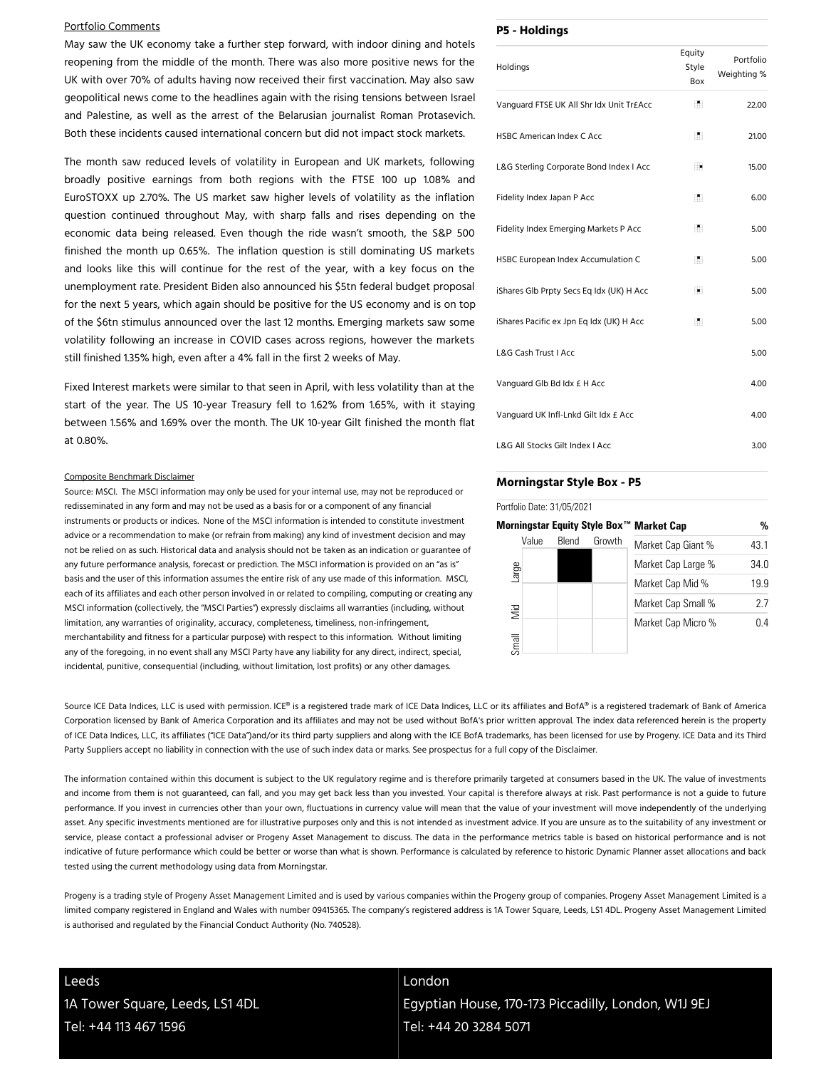## Portfolio Comments

May saw the UK economy take a further step forward, with indoor dining and hotels reopening from the middle of the month. There was also more positive news for the UK with over 70% of adults having now received their first vaccination. May also saw geopolitical news come to the headlines again with the rising tensions between Israel and Palestine, as well as the arrest of the Belarusian journalist Roman Protasevich. Both these incidents caused international concern but did not impact stock markets.

The month saw reduced levels of volatility in European and UK markets, following broadly positive earnings from both regions with the FTSE 100 up 1.08% and EuroSTOXX up 2.70%. The US market saw higher levels of volatility as the inflation question continued throughout May, with sharp falls and rises depending on the economic data being released. Even though the ride wasn't smooth, the S&P 500 finished the month up 0.65%. The inflation question is still dominating US markets and looks like this will continue for the rest of the year, with a key focus on the unemployment rate. President Biden also announced his $5tn federal budget proposal for the next 5 years, which again should be positive for the US economy and is on top of the $6tn stimulus announced over the last 12 months. Emerging markets saw some volatility following an increase in COVID cases across regions, however the markets still finished 1.35% high, even after a 4% fall in the first 2 weeks of May.

Fixed Interest markets were similar to that seen in April, with less volatility than at the start of the year. The US 10-year Treasury fell to 1.62% from 1.65%, with it staying between 1.56% and 1.69% over the month. The UK 10-year Gilt finished the month flat at 0.80%.

### Composite Benchmark Disclaimer

Source: MSCI. The MSCI information may only be used for your internal use, may not be reproduced or redisseminated in any form and may not be used as a basis for or a component of any financial instruments or products or indices. None of the MSCI information is intended to constitute investment advice or a recommendation to make (or refrain from making) any kind of investment decision and may not be relied on as such. Historical data and analysis should not be taken as an indication or guarantee of any future performance analysis, forecast or prediction. The MSCI information is provided on an "as is" basis and the user of this information assumes the entire risk of any use made of this information. MSCI, each of its affiliates and each other person involved in or related to compiling, computing or creating any MSCI information (collectively, the "MSCI Parties") expressly disclaims all warranties (including, without limitation, any warranties of originality, accuracy, completeness, timeliness, non-infringement, merchantability and fitness for a particular purpose) with respect to this information. Without limiting any of the foregoing, in no event shall any MSCI Party have any liability for any direct, indirect, special, incidental, punitive, consequential (including, without limitation, lost profits) or any other damages.

## P5 - Holdings

| Holdings | Equity Style Box | Portfolio Weighting % |
|---|---|---|
| Vanguard FTSE UK All Shr Idx Unit Tr£Acc | | 22.00 |
| HSBC American Index C Acc | | 21.00 |
| L&G Sterling Corporate Bond Index I Acc | | 15.00 |
| Fidelity Index Japan P Acc | | 6.00 |
| Fidelity Index Emerging Markets P Acc | | 5.00 |
| HSBC European Index Accumulation C | | 5.00 |
| iShares Glb Prpty Secs Eq Idx (UK) H Acc | | 5.00 |
| iShares Pacific ex Jpn Eq Idx (UK) H Acc | | 5.00 |
| L&G Cash Trust I Acc | | 5.00 |
| Vanguard Glb Bd Idx £ H Acc | | 4.00 |
| Vanguard UK Infl-Lnkd Gilt Idx £ Acc | | 4.00 |
| L&G All Stocks Gilt Index I Acc | | 3.00 |

## Morningstar Style Box - P5

Portfolio Date: 31/05/2021

Morningstar Equity Style Box™

Value Blend Growth

Large Mid Small

| Market Cap | % |
|---|---|
| Market Cap Giant % | 43.1 |
| Market Cap Large % | 34.0 |
| Market Cap Mid % | 19.9 |
| Market Cap Small % | 2.7 |
| Market Cap Micro % | 0.4 |

Source ICE Data Indices, LLC is used with permission. ICE® is a registered trade mark of ICE Data Indices, LLC or its affiliates and BofA® is a registered trademark of Bank of America Corporation licensed by Bank of America Corporation and its affiliates and may not be used without BofA's prior written approval. The index data referenced herein is the property of ICE Data Indices, LLC, its affiliates ("ICE Data")and/or its third party suppliers and along with the ICE BofA trademarks, has been licensed for use by Progeny. ICE Data and its Third Party Suppliers accept no liability in connection with the use of such index data or marks. See prospectus for a full copy of the Disclaimer.

The information contained within this document is subject to the UK regulatory regime and is therefore primarily targeted at consumers based in the UK. The value of investments and income from them is not guaranteed, can fall, and you may get back less than you invested. Your capital is therefore always at risk. Past performance is not a guide to future performance. If you invest in currencies other than your own, fluctuations in currency value will mean that the value of your investment will move independently of the underlying asset. Any specific investments mentioned are for illustrative purposes only and this is not intended as investment advice. If you are unsure as to the suitability of any investment or service, please contact a professional adviser or Progeny Asset Management to discuss. The data in the performance metrics table is based on historical performance and is not indicative of future performance which could be better or worse than what is shown. Performance is calculated by reference to historic Dynamic Planner asset allocations and back tested using the current methodology using data from Morningstar.

Progeny is a trading style of Progeny Asset Management Limited and is used by various companies within the Progeny group of companies. Progeny Asset Management Limited is a limited company registered in England and Wales with number 09415365. The company's registered address is 1A Tower Square, Leeds, LS1 4DL. Progeny Asset Management Limited is authorised and regulated by the Financial Conduct Authority (No. 740528).

Leeds
1A Tower Square, Leeds, LS1 4DL
Tel: +44 113 467 1596

London
Egyptian House, 170-173 Piccadilly, London, W1J 9EJ
Tel: +44 20 3284 5071